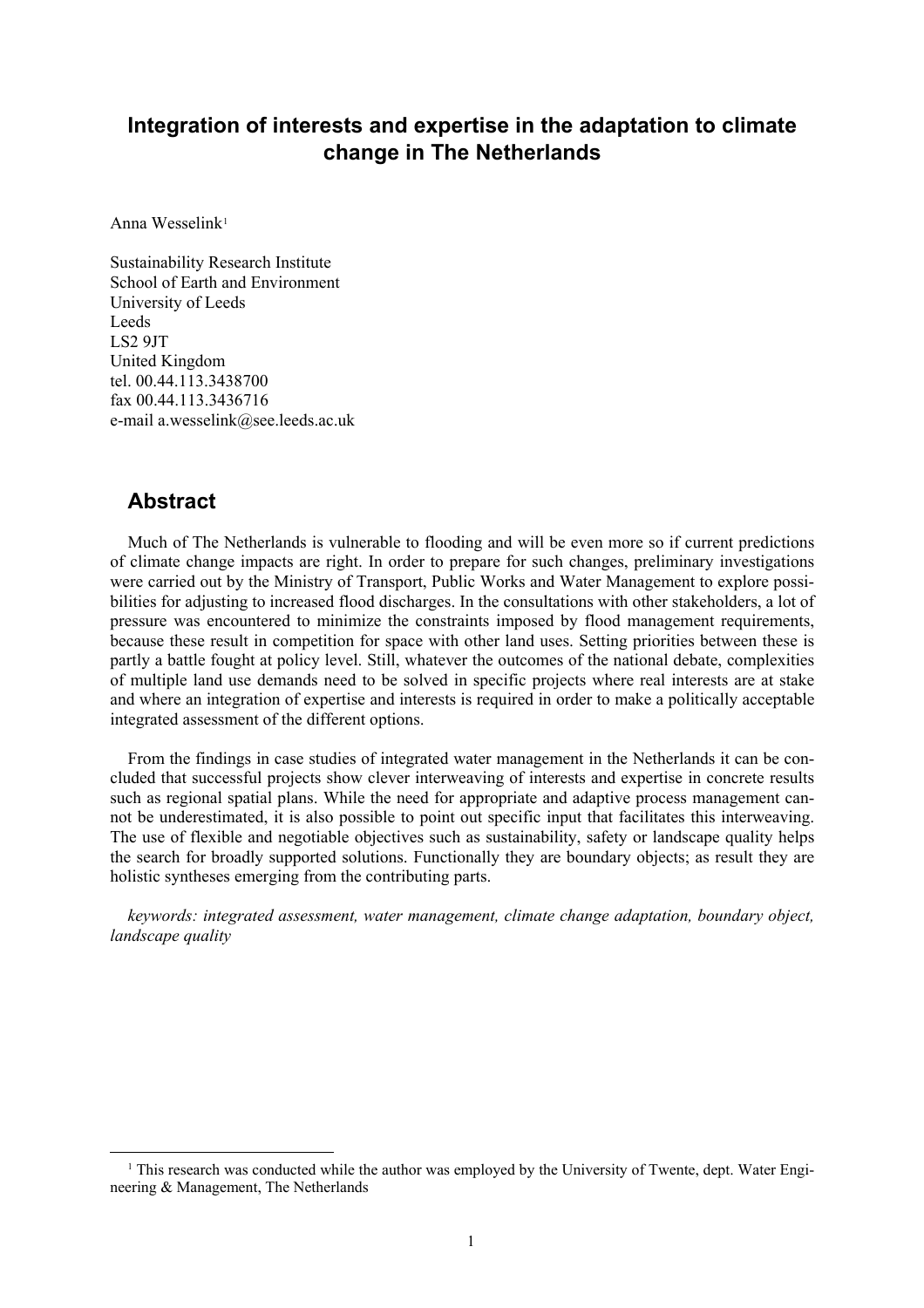# Integration of interests and expertise in the adaptation to climate change in The Netherlands

Anna Wesselink[1]

Sustainability Research Institute
School of Earth and Environment
University of Leeds
Leeds
LS2 9JT
United Kingdom
tel. 00.44.113.3438700
fax 00.44.113.3436716
e-mail a.wesselink@see.leeds.ac.uk

## Abstract

Much of The Netherlands is vulnerable to flooding and will be even more so if current predictions of climate change impacts are right. In order to prepare for such changes, preliminary investigations were carried out by the Ministry of Transport, Public Works and Water Management to explore possibilities for adjusting to increased flood discharges. In the consultations with other stakeholders, a lot of pressure was encountered to minimize the constraints imposed by flood management requirements, because these result in competition for space with other land uses. Setting priorities between these is partly a battle fought at policy level. Still, whatever the outcomes of the national debate, complexities of multiple land use demands need to be solved in specific projects where real interests are at stake and where an integration of expertise and interests is required in order to make a politically acceptable integrated assessment of the different options.

From the findings in case studies of integrated water management in the Netherlands it can be concluded that successful projects show clever interweaving of interests and expertise in concrete results such as regional spatial plans. While the need for appropriate and adaptive process management cannot be underestimated, it is also possible to point out specific input that facilitates this interweaving. The use of flexible and negotiable objectives such as sustainability, safety or landscape quality helps the search for broadly supported solutions. Functionally they are boundary objects; as result they are holistic syntheses emerging from the contributing parts.

*keywords: integrated assessment, water management, climate change adaptation, boundary object, landscape quality*

[1] This research was conducted while the author was employed by the University of Twente, dept. Water Engineering & Management, The Netherlands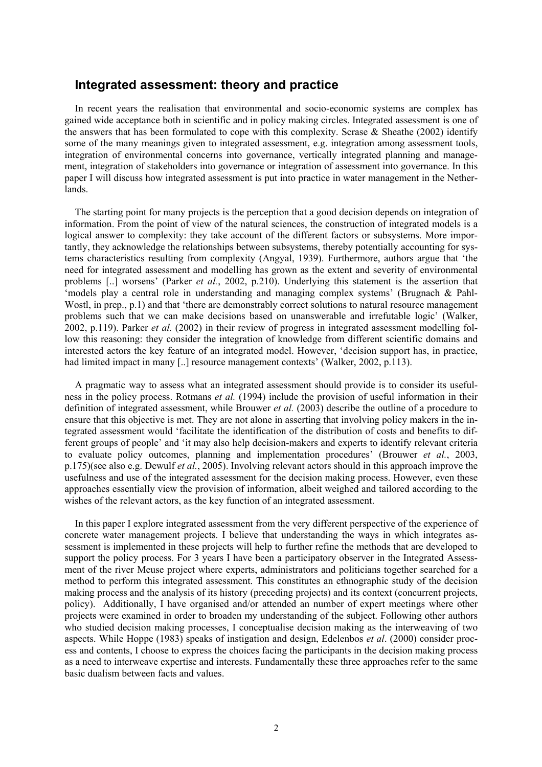## Integrated assessment: theory and practice

In recent years the realisation that environmental and socio-economic systems are complex has gained wide acceptance both in scientific and in policy making circles. Integrated assessment is one of the answers that has been formulated to cope with this complexity. Scrase & Sheathe (2002) identify some of the many meanings given to integrated assessment, e.g. integration among assessment tools, integration of environmental concerns into governance, vertically integrated planning and management, integration of stakeholders into governance or integration of assessment into governance. In this paper I will discuss how integrated assessment is put into practice in water management in the Netherlands.

The starting point for many projects is the perception that a good decision depends on integration of information. From the point of view of the natural sciences, the construction of integrated models is a logical answer to complexity: they take account of the different factors or subsystems. More importantly, they acknowledge the relationships between subsystems, thereby potentially accounting for systems characteristics resulting from complexity (Angyal, 1939). Furthermore, authors argue that 'the need for integrated assessment and modelling has grown as the extent and severity of environmental problems [..] worsens' (Parker *et al.*, 2002, p.210). Underlying this statement is the assertion that 'models play a central role in understanding and managing complex systems' (Brugnach & Pahl-Wostl, in prep., p.1) and that 'there are demonstrably correct solutions to natural resource management problems such that we can make decisions based on unanswerable and irrefutable logic' (Walker, 2002, p.119). Parker *et al.* (2002) in their review of progress in integrated assessment modelling follow this reasoning: they consider the integration of knowledge from different scientific domains and interested actors the key feature of an integrated model. However, 'decision support has, in practice, had limited impact in many [..] resource management contexts' (Walker, 2002, p.113).

A pragmatic way to assess what an integrated assessment should provide is to consider its usefulness in the policy process. Rotmans *et al.* (1994) include the provision of useful information in their definition of integrated assessment, while Brouwer *et al.* (2003) describe the outline of a procedure to ensure that this objective is met. They are not alone in asserting that involving policy makers in the integrated assessment would 'facilitate the identification of the distribution of costs and benefits to different groups of people' and 'it may also help decision-makers and experts to identify relevant criteria to evaluate policy outcomes, planning and implementation procedures' (Brouwer *et al.*, 2003, p.175)(see also e.g. Dewulf *et al.*, 2005). Involving relevant actors should in this approach improve the usefulness and use of the integrated assessment for the decision making process. However, even these approaches essentially view the provision of information, albeit weighed and tailored according to the wishes of the relevant actors, as the key function of an integrated assessment.

In this paper I explore integrated assessment from the very different perspective of the experience of concrete water management projects. I believe that understanding the ways in which integrates assessment is implemented in these projects will help to further refine the methods that are developed to support the policy process. For 3 years I have been a participatory observer in the Integrated Assessment of the river Meuse project where experts, administrators and politicians together searched for a method to perform this integrated assessment. This constitutes an ethnographic study of the decision making process and the analysis of its history (preceding projects) and its context (concurrent projects, policy). Additionally, I have organised and/or attended an number of expert meetings where other projects were examined in order to broaden my understanding of the subject. Following other authors who studied decision making processes, I conceptualise decision making as the interweaving of two aspects. While Hoppe (1983) speaks of instigation and design, Edelenbos *et al*. (2000) consider process and contents, I choose to express the choices facing the participants in the decision making process as a need to interweave expertise and interests. Fundamentally these three approaches refer to the same basic dualism between facts and values.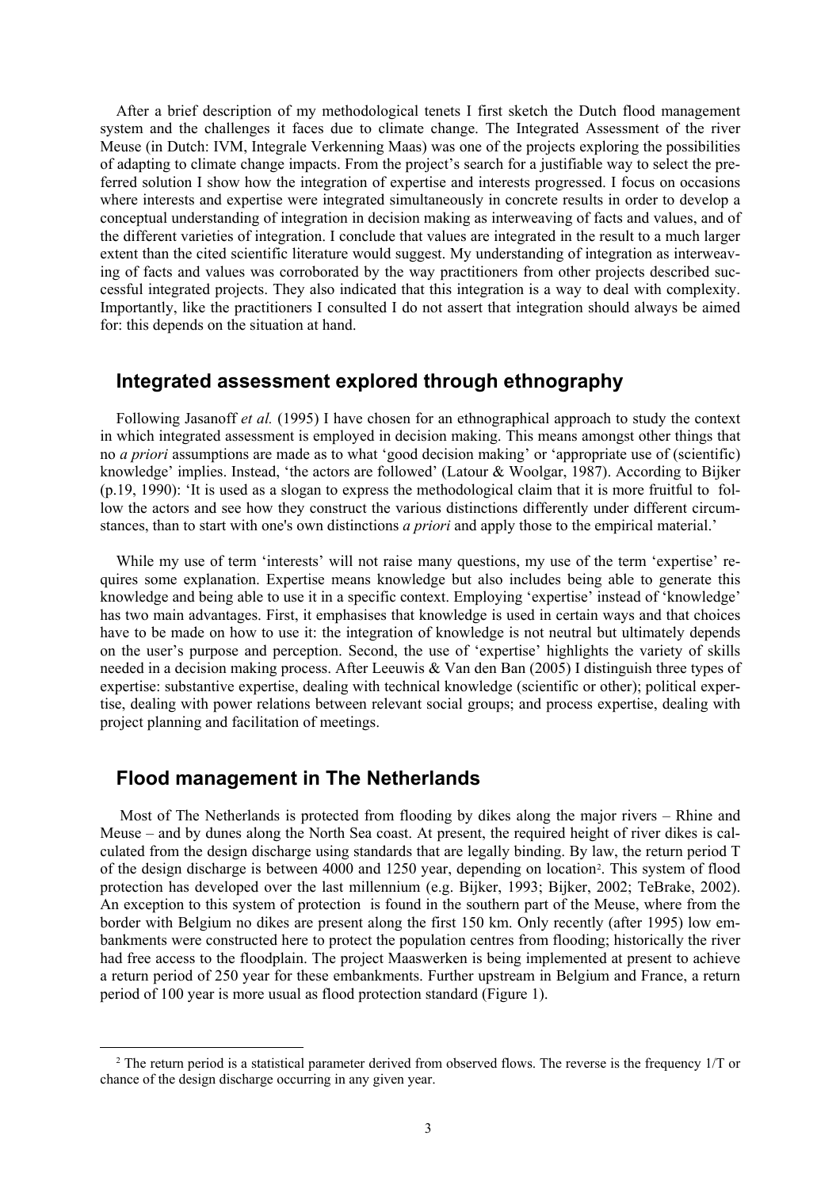After a brief description of my methodological tenets I first sketch the Dutch flood management system and the challenges it faces due to climate change. The Integrated Assessment of the river Meuse (in Dutch: IVM, Integrale Verkenning Maas) was one of the projects exploring the possibilities of adapting to climate change impacts. From the project's search for a justifiable way to select the preferred solution I show how the integration of expertise and interests progressed. I focus on occasions where interests and expertise were integrated simultaneously in concrete results in order to develop a conceptual understanding of integration in decision making as interweaving of facts and values, and of the different varieties of integration. I conclude that values are integrated in the result to a much larger extent than the cited scientific literature would suggest. My understanding of integration as interweaving of facts and values was corroborated by the way practitioners from other projects described successful integrated projects. They also indicated that this integration is a way to deal with complexity. Importantly, like the practitioners I consulted I do not assert that integration should always be aimed for: this depends on the situation at hand.

## Integrated assessment explored through ethnography

Following Jasanoff *et al.* (1995) I have chosen for an ethnographical approach to study the context in which integrated assessment is employed in decision making. This means amongst other things that no *a priori* assumptions are made as to what 'good decision making' or 'appropriate use of (scientific) knowledge' implies. Instead, 'the actors are followed' (Latour & Woolgar, 1987). According to Bijker (p.19, 1990): 'It is used as a slogan to express the methodological claim that it is more fruitful to follow the actors and see how they construct the various distinctions differently under different circumstances, than to start with one's own distinctions *a priori* and apply those to the empirical material.'

While my use of term 'interests' will not raise many questions, my use of the term 'expertise' requires some explanation. Expertise means knowledge but also includes being able to generate this knowledge and being able to use it in a specific context. Employing 'expertise' instead of 'knowledge' has two main advantages. First, it emphasises that knowledge is used in certain ways and that choices have to be made on how to use it: the integration of knowledge is not neutral but ultimately depends on the user's purpose and perception. Second, the use of 'expertise' highlights the variety of skills needed in a decision making process. After Leeuwis & Van den Ban (2005) I distinguish three types of expertise: substantive expertise, dealing with technical knowledge (scientific or other); political expertise, dealing with power relations between relevant social groups; and process expertise, dealing with project planning and facilitation of meetings.

## Flood management in The Netherlands

Most of The Netherlands is protected from flooding by dikes along the major rivers – Rhine and Meuse – and by dunes along the North Sea coast. At present, the required height of river dikes is calculated from the design discharge using standards that are legally binding. By law, the return period T of the design discharge is between 4000 and 1250 year, depending on location[2]. This system of flood protection has developed over the last millennium (e.g. Bijker, 1993; Bijker, 2002; TeBrake, 2002). An exception to this system of protection is found in the southern part of the Meuse, where from the border with Belgium no dikes are present along the first 150 km. Only recently (after 1995) low embankments were constructed here to protect the population centres from flooding; historically the river had free access to the floodplain. The project Maaswerken is being implemented at present to achieve a return period of 250 year for these embankments. Further upstream in Belgium and France, a return period of 100 year is more usual as flood protection standard (Figure 1).

[2] The return period is a statistical parameter derived from observed flows. The reverse is the frequency 1/T or chance of the design discharge occurring in any given year.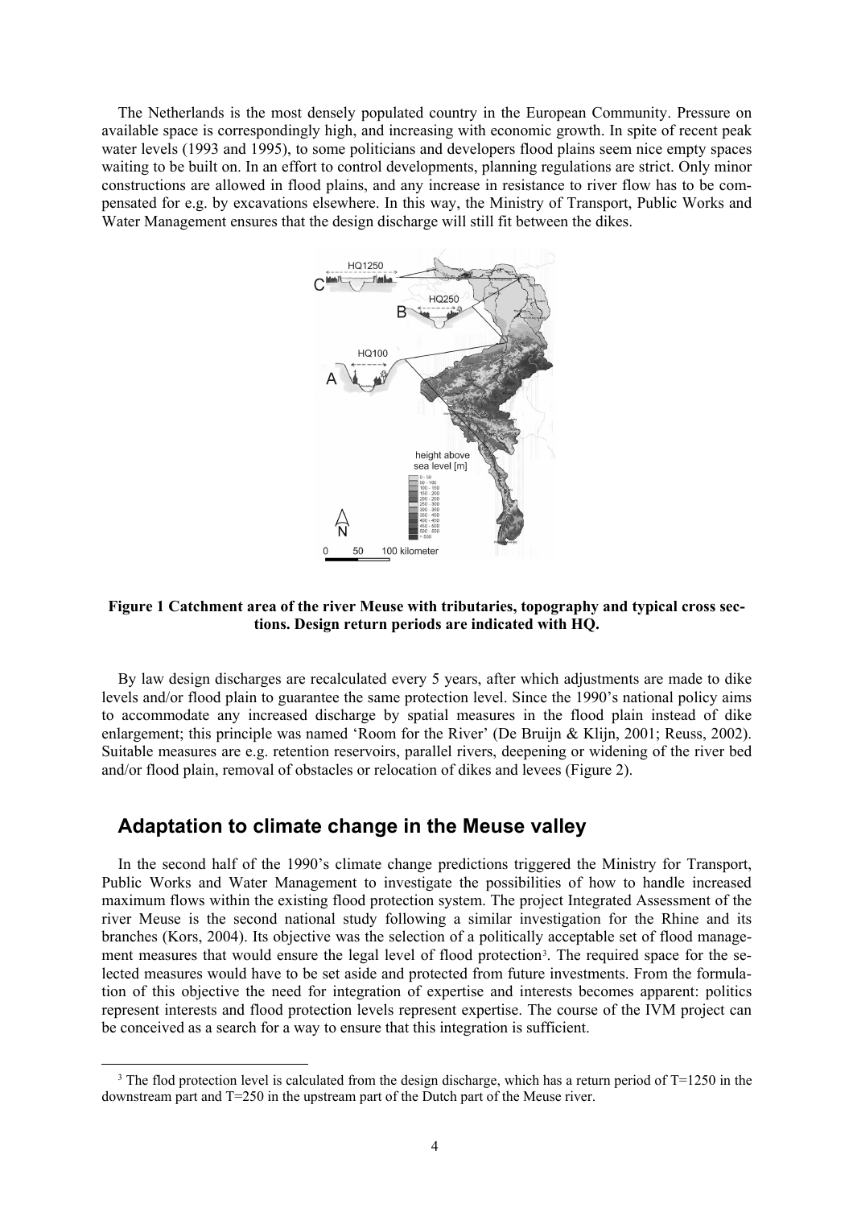The Netherlands is the most densely populated country in the European Community. Pressure on available space is correspondingly high, and increasing with economic growth. In spite of recent peak water levels (1993 and 1995), to some politicians and developers flood plains seem nice empty spaces waiting to be built on. In an effort to control developments, planning regulations are strict. Only minor constructions are allowed in flood plains, and any increase in resistance to river flow has to be compensated for e.g. by excavations elsewhere. In this way, the Ministry of Transport, Public Works and Water Management ensures that the design discharge will still fit between the dikes.

**Figure 1 Catchment area of the river Meuse with tributaries, topography and typical cross sections. Design return periods are indicated with HQ.**

By law design discharges are recalculated every 5 years, after which adjustments are made to dike levels and/or flood plain to guarantee the same protection level. Since the 1990's national policy aims to accommodate any increased discharge by spatial measures in the flood plain instead of dike enlargement; this principle was named 'Room for the River' (De Bruijn & Klijn, 2001; Reuss, 2002). Suitable measures are e.g. retention reservoirs, parallel rivers, deepening or widening of the river bed and/or flood plain, removal of obstacles or relocation of dikes and levees (Figure 2).

## Adaptation to climate change in the Meuse valley

In the second half of the 1990's climate change predictions triggered the Ministry for Transport, Public Works and Water Management to investigate the possibilities of how to handle increased maximum flows within the existing flood protection system. The project Integrated Assessment of the river Meuse is the second national study following a similar investigation for the Rhine and its branches (Kors, 2004). Its objective was the selection of a politically acceptable set of flood management measures that would ensure the legal level of flood protection[3]. The required space for the selected measures would have to be set aside and protected from future investments. From the formulation of this objective the need for integration of expertise and interests becomes apparent: politics represent interests and flood protection levels represent expertise. The course of the IVM project can be conceived as a search for a way to ensure that this integration is sufficient.

[3] The flod protection level is calculated from the design discharge, which has a return period of T=1250 in the downstream part and T=250 in the upstream part of the Dutch part of the Meuse river.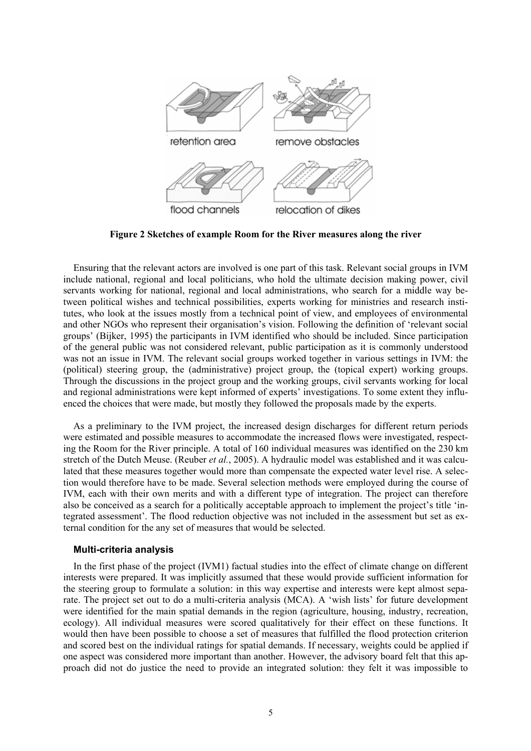**Figure 2 Sketches of example Room for the River measures along the river**

Ensuring that the relevant actors are involved is one part of this task. Relevant social groups in IVM include national, regional and local politicians, who hold the ultimate decision making power, civil servants working for national, regional and local administrations, who search for a middle way between political wishes and technical possibilities, experts working for ministries and research institutes, who look at the issues mostly from a technical point of view, and employees of environmental and other NGOs who represent their organisation's vision. Following the definition of 'relevant social groups' (Bijker, 1995) the participants in IVM identified who should be included. Since participation of the general public was not considered relevant, public participation as it is commonly understood was not an issue in IVM. The relevant social groups worked together in various settings in IVM: the (political) steering group, the (administrative) project group, the (topical expert) working groups. Through the discussions in the project group and the working groups, civil servants working for local and regional administrations were kept informed of experts' investigations. To some extent they influenced the choices that were made, but mostly they followed the proposals made by the experts.

As a preliminary to the IVM project, the increased design discharges for different return periods were estimated and possible measures to accommodate the increased flows were investigated, respecting the Room for the River principle. A total of 160 individual measures was identified on the 230 km stretch of the Dutch Meuse. (Reuber *et al.*, 2005). A hydraulic model was established and it was calculated that these measures together would more than compensate the expected water level rise. A selection would therefore have to be made. Several selection methods were employed during the course of IVM, each with their own merits and with a different type of integration. The project can therefore also be conceived as a search for a politically acceptable approach to implement the project's title 'integrated assessment'. The flood reduction objective was not included in the assessment but set as external condition for the any set of measures that would be selected.

### Multi-criteria analysis

In the first phase of the project (IVM1) factual studies into the effect of climate change on different interests were prepared. It was implicitly assumed that these would provide sufficient information for the steering group to formulate a solution: in this way expertise and interests were kept almost separate. The project set out to do a multi-criteria analysis (MCA). A 'wish lists' for future development were identified for the main spatial demands in the region (agriculture, housing, industry, recreation, ecology). All individual measures were scored qualitatively for their effect on these functions. It would then have been possible to choose a set of measures that fulfilled the flood protection criterion and scored best on the individual ratings for spatial demands. If necessary, weights could be applied if one aspect was considered more important than another. However, the advisory board felt that this approach did not do justice the need to provide an integrated solution: they felt it was impossible to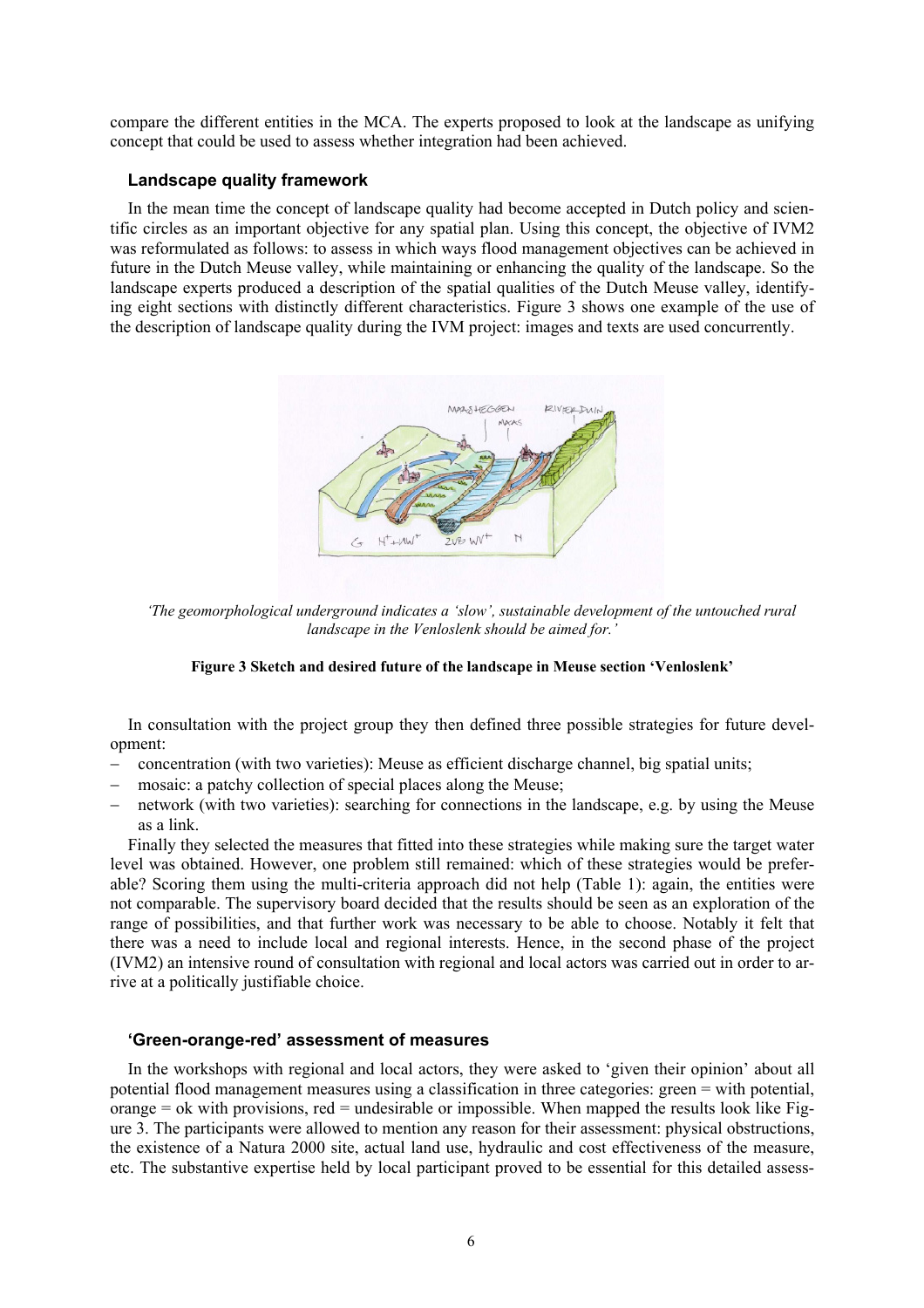compare the different entities in the MCA. The experts proposed to look at the landscape as unifying concept that could be used to assess whether integration had been achieved.

### Landscape quality framework

In the mean time the concept of landscape quality had become accepted in Dutch policy and scientific circles as an important objective for any spatial plan. Using this concept, the objective of IVM2 was reformulated as follows: to assess in which ways flood management objectives can be achieved in future in the Dutch Meuse valley, while maintaining or enhancing the quality of the landscape. So the landscape experts produced a description of the spatial qualities of the Dutch Meuse valley, identifying eight sections with distinctly different characteristics. Figure 3 shows one example of the use of the description of landscape quality during the IVM project: images and texts are used concurrently.

*'The geomorphological underground indicates a 'slow', sustainable development of the untouched rural landscape in the Venloslenk should be aimed for.'*

**Figure 3 Sketch and desired future of the landscape in Meuse section 'Venloslenk'**

In consultation with the project group they then defined three possible strategies for future development:

- concentration (with two varieties): Meuse as efficient discharge channel, big spatial units;
- mosaic: a patchy collection of special places along the Meuse;
- network (with two varieties): searching for connections in the landscape, e.g. by using the Meuse as a link.

Finally they selected the measures that fitted into these strategies while making sure the target water level was obtained. However, one problem still remained: which of these strategies would be preferable? Scoring them using the multi-criteria approach did not help (Table 1): again, the entities were not comparable. The supervisory board decided that the results should be seen as an exploration of the range of possibilities, and that further work was necessary to be able to choose. Notably it felt that there was a need to include local and regional interests. Hence, in the second phase of the project (IVM2) an intensive round of consultation with regional and local actors was carried out in order to arrive at a politically justifiable choice.

### 'Green-orange-red' assessment of measures

In the workshops with regional and local actors, they were asked to 'given their opinion' about all potential flood management measures using a classification in three categories: green = with potential, orange = ok with provisions, red = undesirable or impossible. When mapped the results look like Figure 3. The participants were allowed to mention any reason for their assessment: physical obstructions, the existence of a Natura 2000 site, actual land use, hydraulic and cost effectiveness of the measure, etc. The substantive expertise held by local participant proved to be essential for this detailed assess-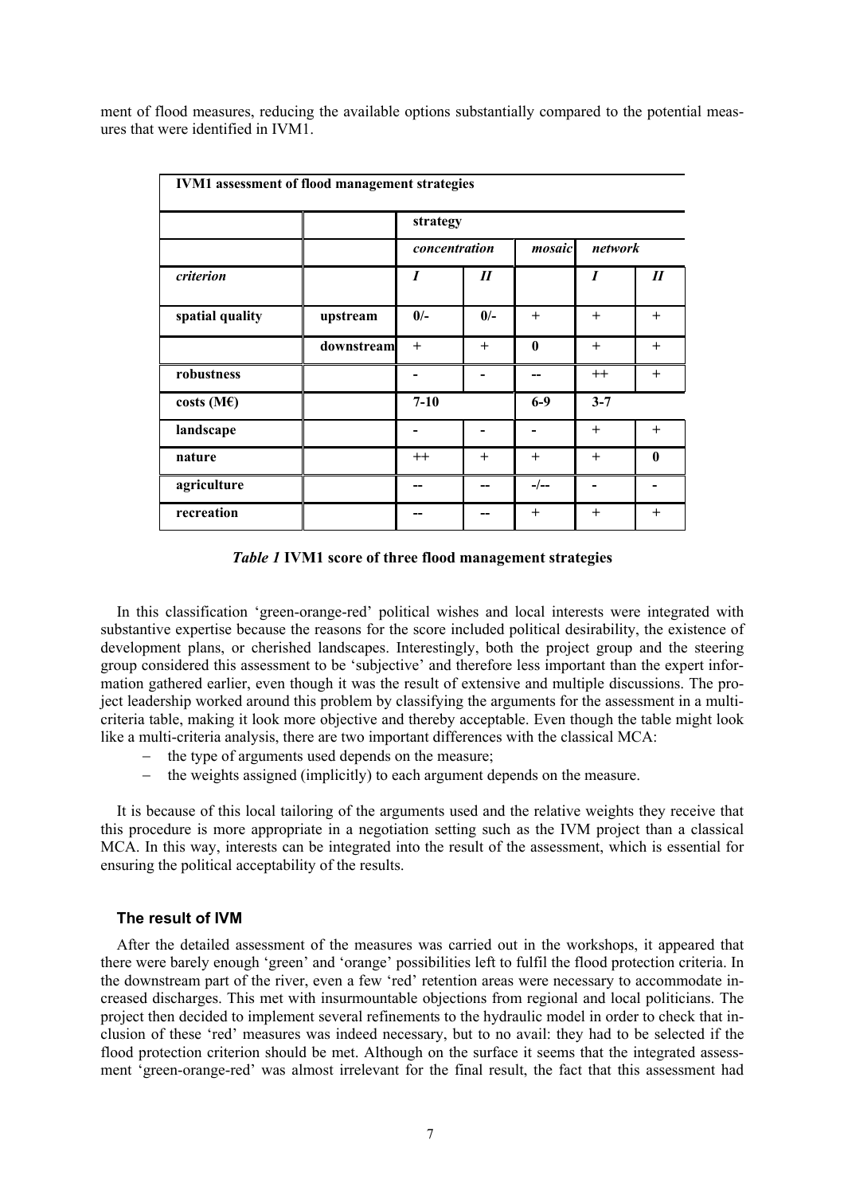ment of flood measures, reducing the available options substantially compared to the potential measures that were identified in IVM1.

| IVM1 assessment of flood management strategies | | | | | | |
|---|---|---|---|---|---|---|
| | | strategy | | | | |
| | | *concentration* | | *mosaic* | *network* | |
| *criterion* | | *I* | *II* | | *I* | *II* |
| **spatial quality** | **upstream** | **0/-** | **0/-** | + | + | + |
| | **downstream** | + | + | **0** | + | + |
| **robustness** | | - | - | -- | ++ | + |
| **costs (M€)** | | **7-10** | | **6-9** | **3-7** | |
| **landscape** | | - | - | - | + | + |
| **nature** | | ++ | + | + | + | **0** |
| **agriculture** | | -- | -- | -/-- | - | - |
| **recreation** | | -- | -- | + | + | + |

***Table 1*** **IVM1 score of three flood management strategies**

In this classification 'green-orange-red' political wishes and local interests were integrated with substantive expertise because the reasons for the score included political desirability, the existence of development plans, or cherished landscapes. Interestingly, both the project group and the steering group considered this assessment to be 'subjective' and therefore less important than the expert information gathered earlier, even though it was the result of extensive and multiple discussions. The project leadership worked around this problem by classifying the arguments for the assessment in a multi-criteria table, making it look more objective and thereby acceptable. Even though the table might look like a multi-criteria analysis, there are two important differences with the classical MCA:

- the type of arguments used depends on the measure;
- the weights assigned (implicitly) to each argument depends on the measure.

It is because of this local tailoring of the arguments used and the relative weights they receive that this procedure is more appropriate in a negotiation setting such as the IVM project than a classical MCA. In this way, interests can be integrated into the result of the assessment, which is essential for ensuring the political acceptability of the results.

### The result of IVM

After the detailed assessment of the measures was carried out in the workshops, it appeared that there were barely enough 'green' and 'orange' possibilities left to fulfil the flood protection criteria. In the downstream part of the river, even a few 'red' retention areas were necessary to accommodate increased discharges. This met with insurmountable objections from regional and local politicians. The project then decided to implement several refinements to the hydraulic model in order to check that inclusion of these 'red' measures was indeed necessary, but to no avail: they had to be selected if the flood protection criterion should be met. Although on the surface it seems that the integrated assessment 'green-orange-red' was almost irrelevant for the final result, the fact that this assessment had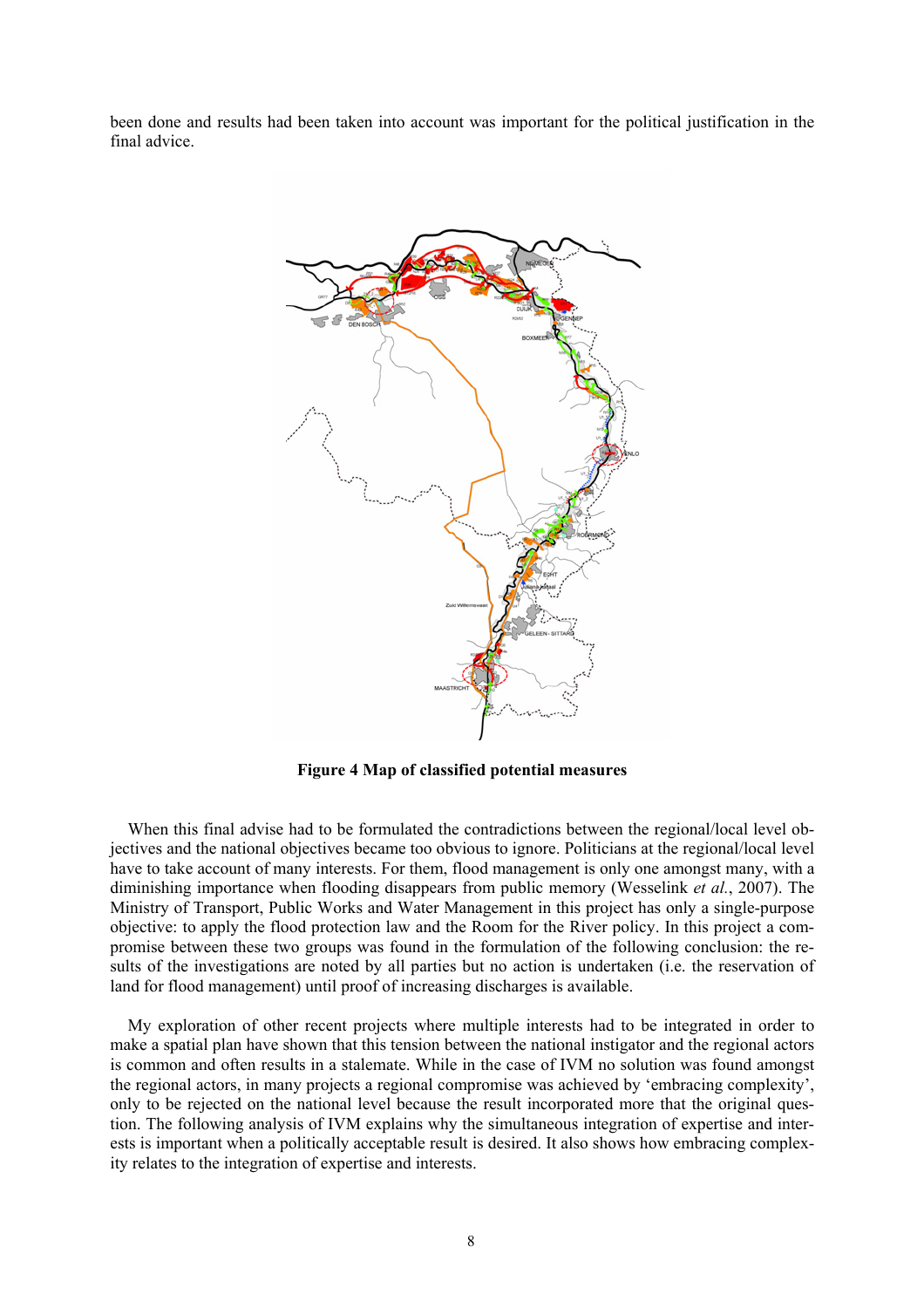been done and results had been taken into account was important for the political justification in the final advice.

**Figure 4 Map of classified potential measures**

When this final advise had to be formulated the contradictions between the regional/local level objectives and the national objectives became too obvious to ignore. Politicians at the regional/local level have to take account of many interests. For them, flood management is only one amongst many, with a diminishing importance when flooding disappears from public memory (Wesselink *et al.*, 2007). The Ministry of Transport, Public Works and Water Management in this project has only a single-purpose objective: to apply the flood protection law and the Room for the River policy. In this project a compromise between these two groups was found in the formulation of the following conclusion: the results of the investigations are noted by all parties but no action is undertaken (i.e. the reservation of land for flood management) until proof of increasing discharges is available.

My exploration of other recent projects where multiple interests had to be integrated in order to make a spatial plan have shown that this tension between the national instigator and the regional actors is common and often results in a stalemate. While in the case of IVM no solution was found amongst the regional actors, in many projects a regional compromise was achieved by 'embracing complexity', only to be rejected on the national level because the result incorporated more that the original question. The following analysis of IVM explains why the simultaneous integration of expertise and interests is important when a politically acceptable result is desired. It also shows how embracing complexity relates to the integration of expertise and interests.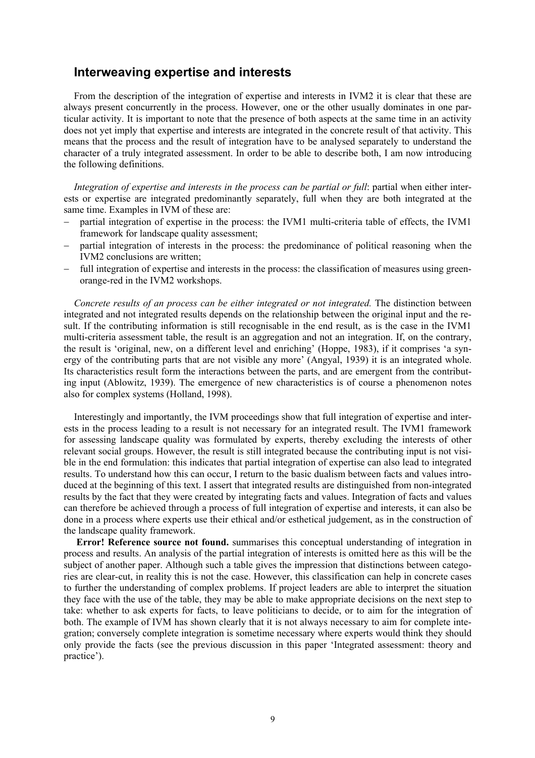## Interweaving expertise and interests

From the description of the integration of expertise and interests in IVM2 it is clear that these are always present concurrently in the process. However, one or the other usually dominates in one particular activity. It is important to note that the presence of both aspects at the same time in an activity does not yet imply that expertise and interests are integrated in the concrete result of that activity. This means that the process and the result of integration have to be analysed separately to understand the character of a truly integrated assessment. In order to be able to describe both, I am now introducing the following definitions.

*Integration of expertise and interests in the process can be partial or full*: partial when either interests or expertise are integrated predominantly separately, full when they are both integrated at the same time. Examples in IVM of these are:

- partial integration of expertise in the process: the IVM1 multi-criteria table of effects, the IVM1 framework for landscape quality assessment;
- partial integration of interests in the process: the predominance of political reasoning when the IVM2 conclusions are written;
- full integration of expertise and interests in the process: the classification of measures using green-orange-red in the IVM2 workshops.

*Concrete results of an process can be either integrated or not integrated.* The distinction between integrated and not integrated results depends on the relationship between the original input and the result. If the contributing information is still recognisable in the end result, as is the case in the IVM1 multi-criteria assessment table, the result is an aggregation and not an integration. If, on the contrary, the result is 'original, new, on a different level and enriching' (Hoppe, 1983), if it comprises 'a synergy of the contributing parts that are not visible any more' (Angyal, 1939) it is an integrated whole. Its characteristics result form the interactions between the parts, and are emergent from the contributing input (Ablowitz, 1939). The emergence of new characteristics is of course a phenomenon notes also for complex systems (Holland, 1998).

Interestingly and importantly, the IVM proceedings show that full integration of expertise and interests in the process leading to a result is not necessary for an integrated result. The IVM1 framework for assessing landscape quality was formulated by experts, thereby excluding the interests of other relevant social groups. However, the result is still integrated because the contributing input is not visible in the end formulation: this indicates that partial integration of expertise can also lead to integrated results. To understand how this can occur, I return to the basic dualism between facts and values introduced at the beginning of this text. I assert that integrated results are distinguished from non-integrated results by the fact that they were created by integrating facts and values. Integration of facts and values can therefore be achieved through a process of full integration of expertise and interests, it can also be done in a process where experts use their ethical and/or esthetical judgement, as in the construction of the landscape quality framework.

**Error! Reference source not found.** summarises this conceptual understanding of integration in process and results. An analysis of the partial integration of interests is omitted here as this will be the subject of another paper. Although such a table gives the impression that distinctions between categories are clear-cut, in reality this is not the case. However, this classification can help in concrete cases to further the understanding of complex problems. If project leaders are able to interpret the situation they face with the use of the table, they may be able to make appropriate decisions on the next step to take: whether to ask experts for facts, to leave politicians to decide, or to aim for the integration of both. The example of IVM has shown clearly that it is not always necessary to aim for complete integration; conversely complete integration is sometime necessary where experts would think they should only provide the facts (see the previous discussion in this paper 'Integrated assessment: theory and practice').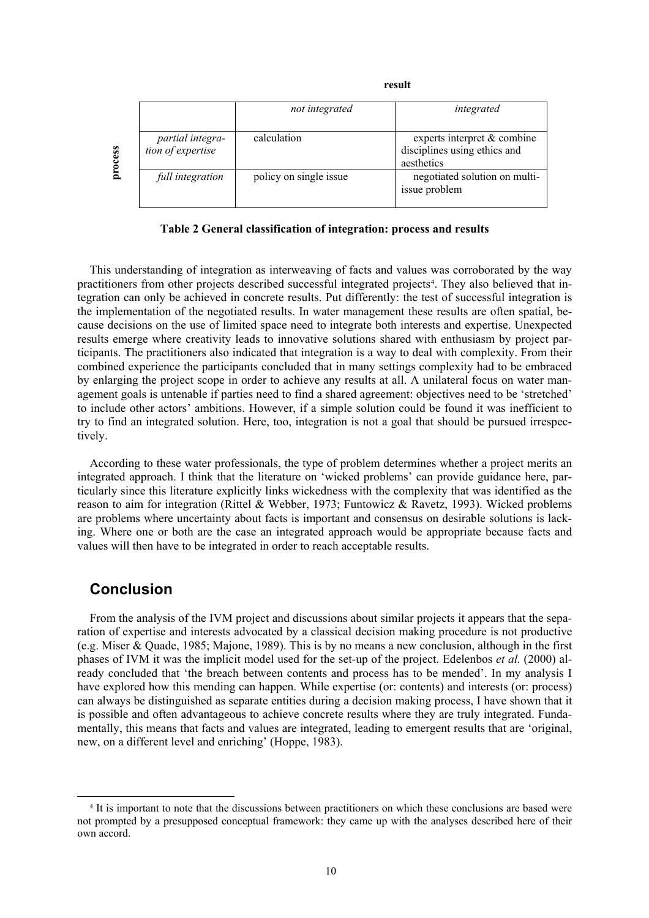| process | | result | |
|---|---|---|---|
| | | *not integrated* | *integrated* |
| | *partial integration of expertise* | calculation | experts interpret & combine disciplines using ethics and aesthetics |
| | *full integration* | policy on single issue | negotiated solution on multi-issue problem |

**Table 2 General classification of integration: process and results**

This understanding of integration as interweaving of facts and values was corroborated by the way practitioners from other projects described successful integrated projects[4]. They also believed that integration can only be achieved in concrete results. Put differently: the test of successful integration is the implementation of the negotiated results. In water management these results are often spatial, because decisions on the use of limited space need to integrate both interests and expertise. Unexpected results emerge where creativity leads to innovative solutions shared with enthusiasm by project participants. The practitioners also indicated that integration is a way to deal with complexity. From their combined experience the participants concluded that in many settings complexity had to be embraced by enlarging the project scope in order to achieve any results at all. A unilateral focus on water management goals is untenable if parties need to find a shared agreement: objectives need to be 'stretched' to include other actors' ambitions. However, if a simple solution could be found it was inefficient to try to find an integrated solution. Here, too, integration is not a goal that should be pursued irrespectively.

According to these water professionals, the type of problem determines whether a project merits an integrated approach. I think that the literature on 'wicked problems' can provide guidance here, particularly since this literature explicitly links wickedness with the complexity that was identified as the reason to aim for integration (Rittel & Webber, 1973; Funtowicz & Ravetz, 1993). Wicked problems are problems where uncertainty about facts is important and consensus on desirable solutions is lacking. Where one or both are the case an integrated approach would be appropriate because facts and values will then have to be integrated in order to reach acceptable results.

## Conclusion

From the analysis of the IVM project and discussions about similar projects it appears that the separation of expertise and interests advocated by a classical decision making procedure is not productive (e.g. Miser & Quade, 1985; Majone, 1989). This is by no means a new conclusion, although in the first phases of IVM it was the implicit model used for the set-up of the project. Edelenbos *et al.* (2000) already concluded that 'the breach between contents and process has to be mended'. In my analysis I have explored how this mending can happen. While expertise (or: contents) and interests (or: process) can always be distinguished as separate entities during a decision making process, I have shown that it is possible and often advantageous to achieve concrete results where they are truly integrated. Fundamentally, this means that facts and values are integrated, leading to emergent results that are 'original, new, on a different level and enriching' (Hoppe, 1983).

[4] It is important to note that the discussions between practitioners on which these conclusions are based were not prompted by a presupposed conceptual framework: they came up with the analyses described here of their own accord.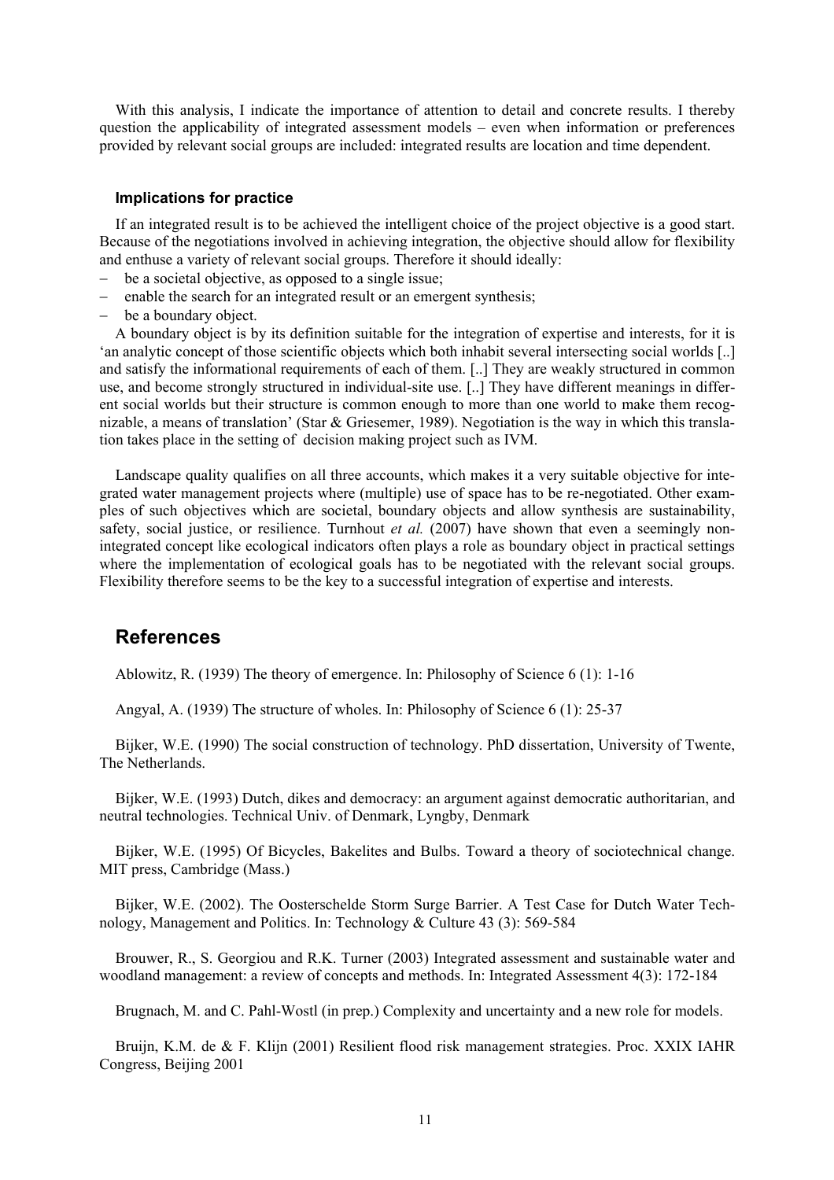With this analysis, I indicate the importance of attention to detail and concrete results. I thereby question the applicability of integrated assessment models – even when information or preferences provided by relevant social groups are included: integrated results are location and time dependent.

### Implications for practice

If an integrated result is to be achieved the intelligent choice of the project objective is a good start. Because of the negotiations involved in achieving integration, the objective should allow for flexibility and enthuse a variety of relevant social groups. Therefore it should ideally:

- be a societal objective, as opposed to a single issue;
- enable the search for an integrated result or an emergent synthesis;
- be a boundary object.

A boundary object is by its definition suitable for the integration of expertise and interests, for it is 'an analytic concept of those scientific objects which both inhabit several intersecting social worlds [..] and satisfy the informational requirements of each of them. [..] They are weakly structured in common use, and become strongly structured in individual-site use. [..] They have different meanings in different social worlds but their structure is common enough to more than one world to make them recognizable, a means of translation' (Star & Griesemer, 1989). Negotiation is the way in which this translation takes place in the setting of decision making project such as IVM.

Landscape quality qualifies on all three accounts, which makes it a very suitable objective for integrated water management projects where (multiple) use of space has to be re-negotiated. Other examples of such objectives which are societal, boundary objects and allow synthesis are sustainability, safety, social justice, or resilience. Turnhout *et al.* (2007) have shown that even a seemingly non-integrated concept like ecological indicators often plays a role as boundary object in practical settings where the implementation of ecological goals has to be negotiated with the relevant social groups. Flexibility therefore seems to be the key to a successful integration of expertise and interests.

## References

Ablowitz, R. (1939) The theory of emergence. In: Philosophy of Science 6 (1): 1-16

Angyal, A. (1939) The structure of wholes. In: Philosophy of Science 6 (1): 25-37

Bijker, W.E. (1990) The social construction of technology. PhD dissertation, University of Twente, The Netherlands.

Bijker, W.E. (1993) Dutch, dikes and democracy: an argument against democratic authoritarian, and neutral technologies. Technical Univ. of Denmark, Lyngby, Denmark

Bijker, W.E. (1995) Of Bicycles, Bakelites and Bulbs. Toward a theory of sociotechnical change. MIT press, Cambridge (Mass.)

Bijker, W.E. (2002). The Oosterschelde Storm Surge Barrier. A Test Case for Dutch Water Technology, Management and Politics. In: Technology & Culture 43 (3): 569-584

Brouwer, R., S. Georgiou and R.K. Turner (2003) Integrated assessment and sustainable water and woodland management: a review of concepts and methods. In: Integrated Assessment 4(3): 172-184

Brugnach, M. and C. Pahl-Wostl (in prep.) Complexity and uncertainty and a new role for models.

Bruijn, K.M. de & F. Klijn (2001) Resilient flood risk management strategies. Proc. XXIX IAHR Congress, Beijing 2001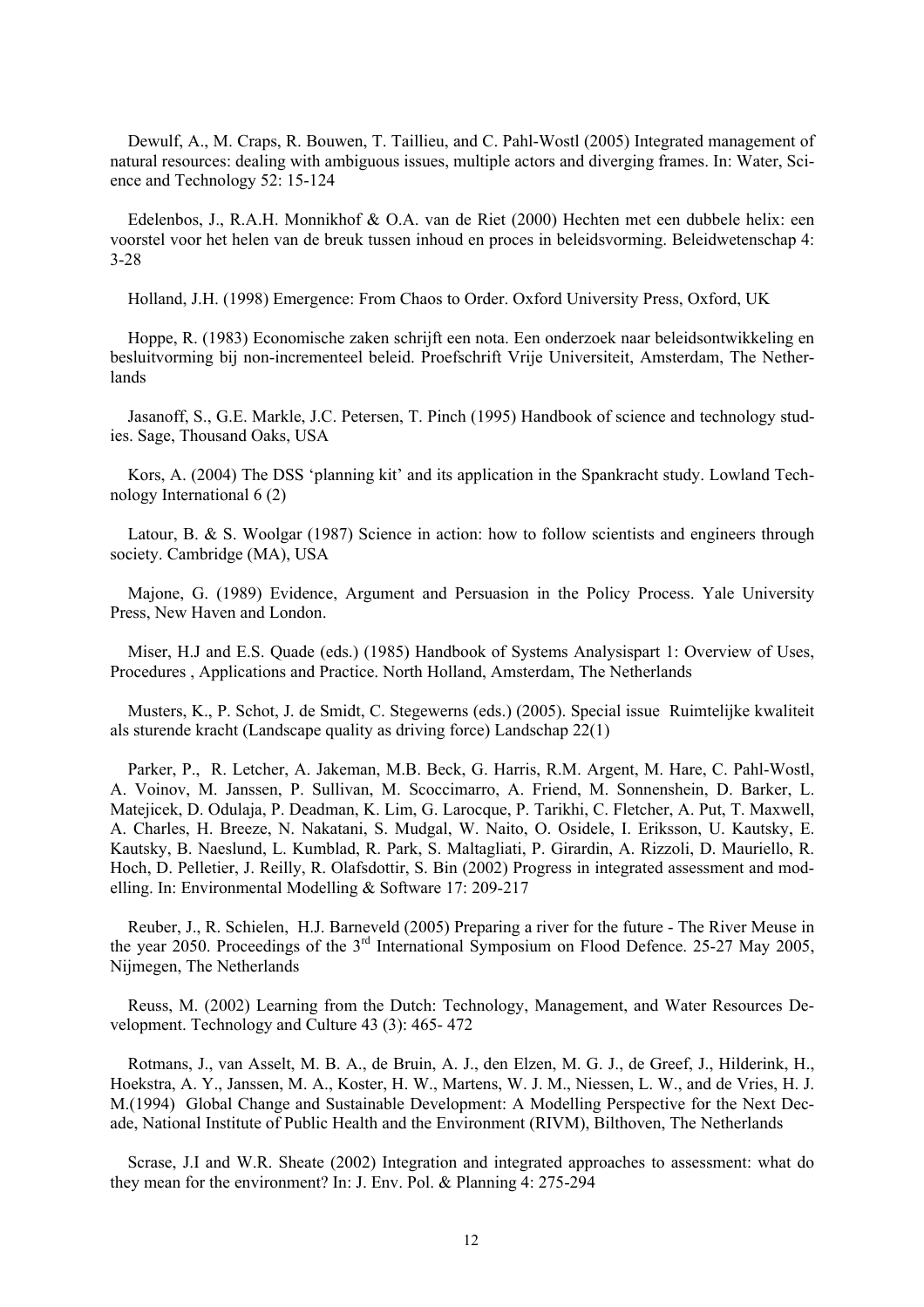Dewulf, A., M. Craps, R. Bouwen, T. Taillieu, and C. Pahl-Wostl (2005) Integrated management of natural resources: dealing with ambiguous issues, multiple actors and diverging frames. In: Water, Science and Technology 52: 15-124

Edelenbos, J., R.A.H. Monnikhof & O.A. van de Riet (2000) Hechten met een dubbele helix: een voorstel voor het helen van de breuk tussen inhoud en proces in beleidsvorming. Beleidwetenschap 4: 3-28

Holland, J.H. (1998) Emergence: From Chaos to Order. Oxford University Press, Oxford, UK

Hoppe, R. (1983) Economische zaken schrijft een nota. Een onderzoek naar beleidsontwikkeling en besluitvorming bij non-incrementeel beleid. Proefschrift Vrije Universiteit, Amsterdam, The Netherlands

Jasanoff, S., G.E. Markle, J.C. Petersen, T. Pinch (1995) Handbook of science and technology studies. Sage, Thousand Oaks, USA

Kors, A. (2004) The DSS 'planning kit' and its application in the Spankracht study. Lowland Technology International 6 (2)

Latour, B. & S. Woolgar (1987) Science in action: how to follow scientists and engineers through society. Cambridge (MA), USA

Majone, G. (1989) Evidence, Argument and Persuasion in the Policy Process. Yale University Press, New Haven and London.

Miser, H.J and E.S. Quade (eds.) (1985) Handbook of Systems Analysispart 1: Overview of Uses, Procedures , Applications and Practice. North Holland, Amsterdam, The Netherlands

Musters, K., P. Schot, J. de Smidt, C. Stegewerns (eds.) (2005). Special issue Ruimtelijke kwaliteit als sturende kracht (Landscape quality as driving force) Landschap 22(1)

Parker, P., R. Letcher, A. Jakeman, M.B. Beck, G. Harris, R.M. Argent, M. Hare, C. Pahl-Wostl, A. Voinov, M. Janssen, P. Sullivan, M. Scoccimarro, A. Friend, M. Sonnenshein, D. Barker, L. Matejicek, D. Odulaja, P. Deadman, K. Lim, G. Larocque, P. Tarikhi, C. Fletcher, A. Put, T. Maxwell, A. Charles, H. Breeze, N. Nakatani, S. Mudgal, W. Naito, O. Osidele, I. Eriksson, U. Kautsky, E. Kautsky, B. Naeslund, L. Kumblad, R. Park, S. Maltagliati, P. Girardin, A. Rizzoli, D. Mauriello, R. Hoch, D. Pelletier, J. Reilly, R. Olafsdottir, S. Bin (2002) Progress in integrated assessment and modelling. In: Environmental Modelling & Software 17: 209-217

Reuber, J., R. Schielen, H.J. Barneveld (2005) Preparing a river for the future - The River Meuse in the year 2050. Proceedings of the 3rd International Symposium on Flood Defence. 25-27 May 2005, Nijmegen, The Netherlands

Reuss, M. (2002) Learning from the Dutch: Technology, Management, and Water Resources Development. Technology and Culture 43 (3): 465- 472

Rotmans, J., van Asselt, M. B. A., de Bruin, A. J., den Elzen, M. G. J., de Greef, J., Hilderink, H., Hoekstra, A. Y., Janssen, M. A., Koster, H. W., Martens, W. J. M., Niessen, L. W., and de Vries, H. J. M.(1994) Global Change and Sustainable Development: A Modelling Perspective for the Next Decade, National Institute of Public Health and the Environment (RIVM), Bilthoven, The Netherlands

Scrase, J.I and W.R. Sheate (2002) Integration and integrated approaches to assessment: what do they mean for the environment? In: J. Env. Pol. & Planning 4: 275-294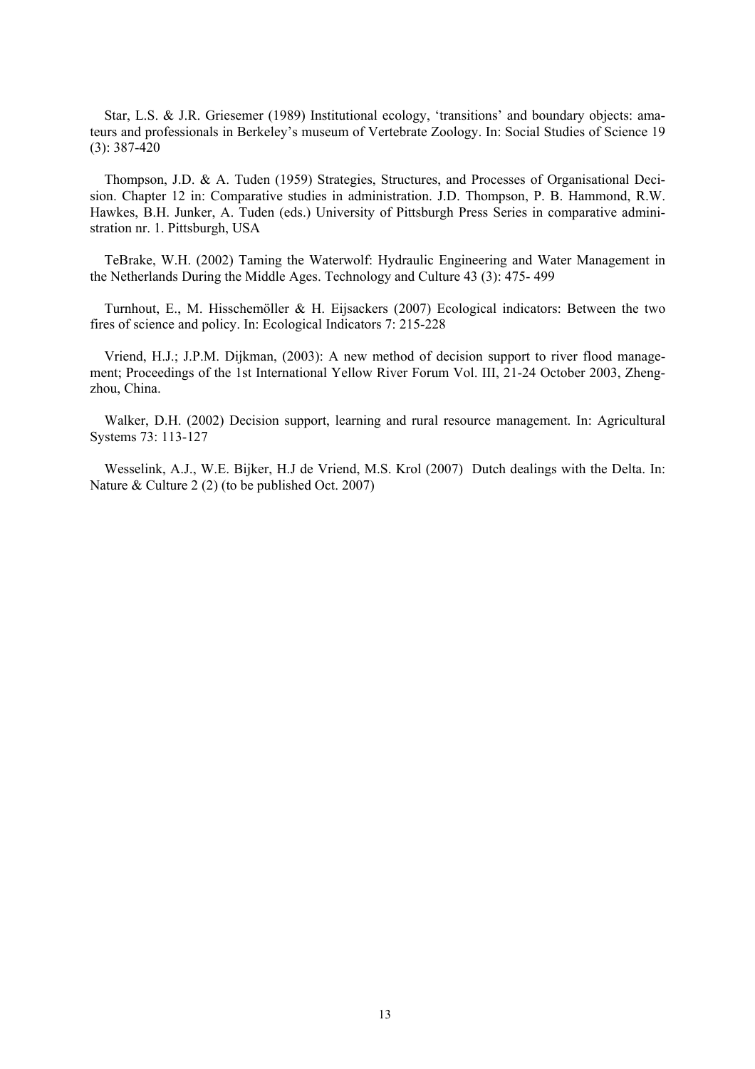Star, L.S. & J.R. Griesemer (1989) Institutional ecology, 'transitions' and boundary objects: amateurs and professionals in Berkeley's museum of Vertebrate Zoology. In: Social Studies of Science 19 (3): 387-420

Thompson, J.D. & A. Tuden (1959) Strategies, Structures, and Processes of Organisational Decision. Chapter 12 in: Comparative studies in administration. J.D. Thompson, P. B. Hammond, R.W. Hawkes, B.H. Junker, A. Tuden (eds.) University of Pittsburgh Press Series in comparative administration nr. 1. Pittsburgh, USA

TeBrake, W.H. (2002) Taming the Waterwolf: Hydraulic Engineering and Water Management in the Netherlands During the Middle Ages. Technology and Culture 43 (3): 475- 499

Turnhout, E., M. Hisschemöller & H. Eijsackers (2007) Ecological indicators: Between the two fires of science and policy. In: Ecological Indicators 7: 215-228

Vriend, H.J.; J.P.M. Dijkman, (2003): A new method of decision support to river flood management; Proceedings of the 1st International Yellow River Forum Vol. III, 21-24 October 2003, Zhengzhou, China.

Walker, D.H. (2002) Decision support, learning and rural resource management. In: Agricultural Systems 73: 113-127

Wesselink, A.J., W.E. Bijker, H.J de Vriend, M.S. Krol (2007) Dutch dealings with the Delta. In: Nature & Culture 2 (2) (to be published Oct. 2007)